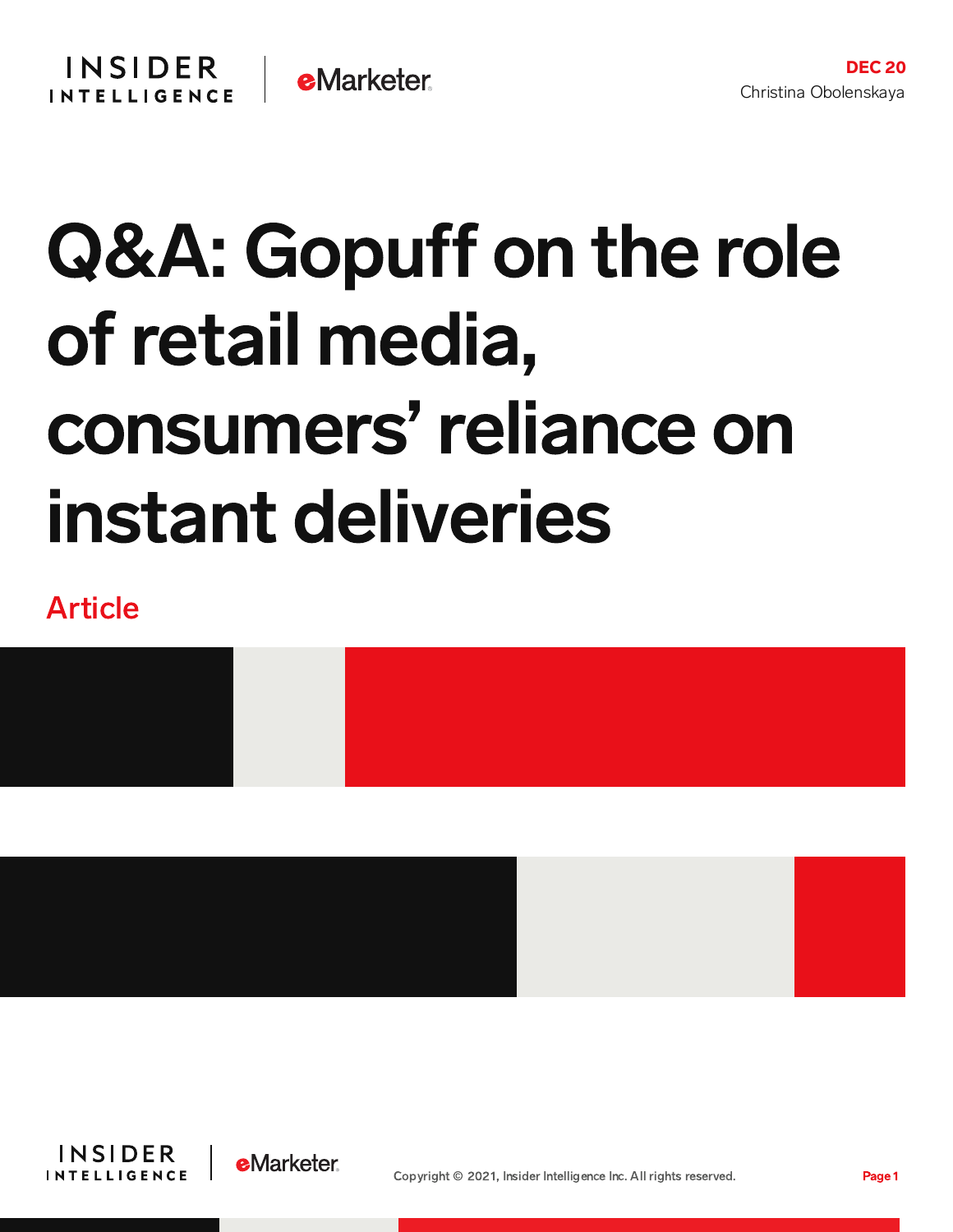DEC 20
Christina Obolenskaya

# Q&A: Gopuff on the role of retail media, consumers' reliance on instant deliveries

Article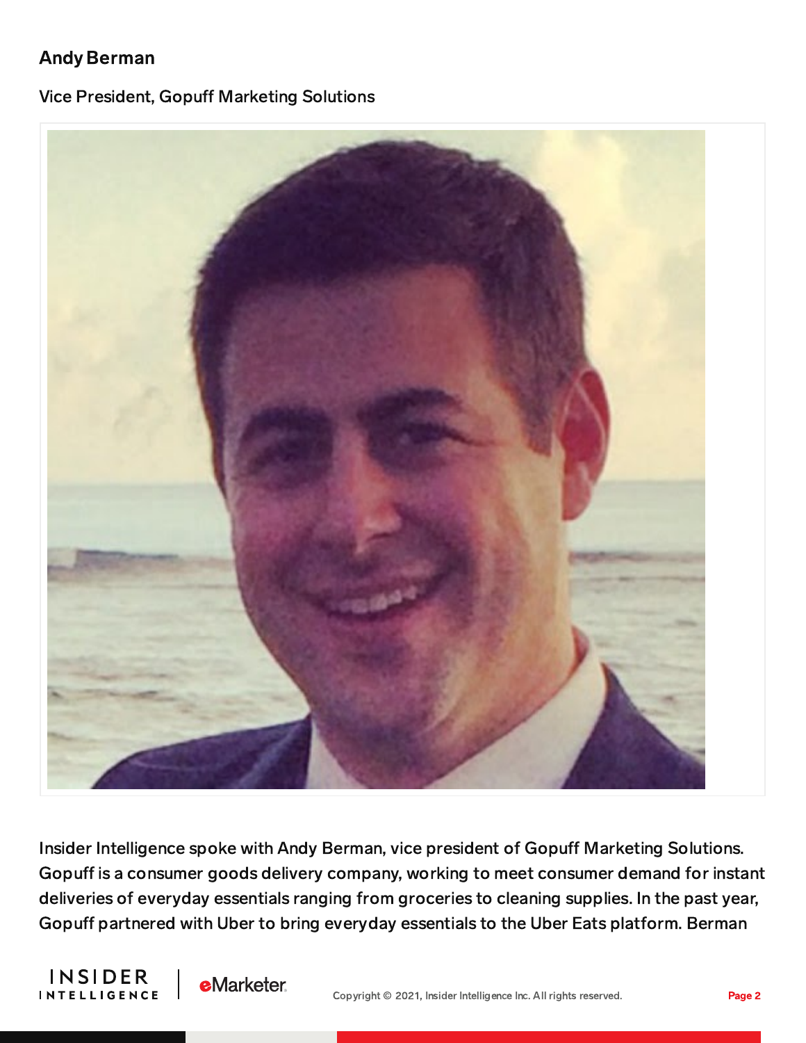**Andy Berman**

Vice President, Gopuff Marketing Solutions

Insider Intelligence spoke with Andy Berman, vice president of Gopuff Marketing Solutions. Gopuff is a consumer goods delivery company, working to meet consumer demand for instant deliveries of everyday essentials ranging from groceries to cleaning supplies. In the past year, Gopuff partnered with Uber to bring everyday essentials to the Uber Eats platform. Berman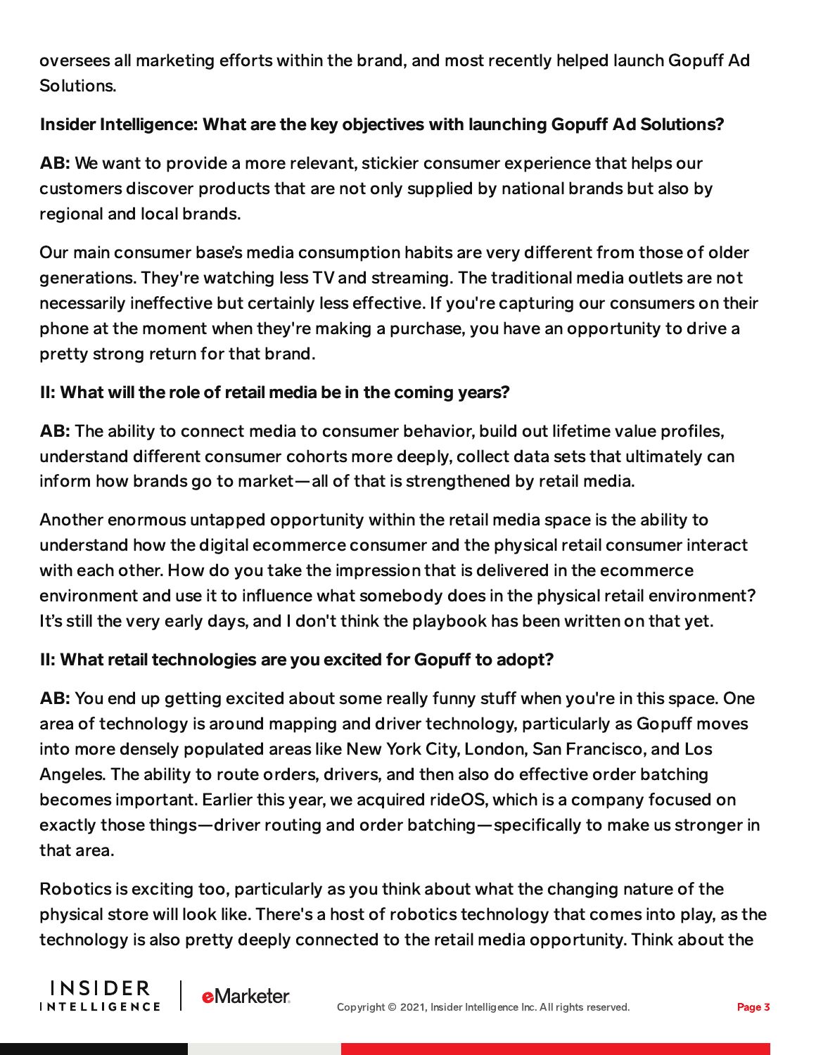oversees all marketing efforts within the brand, and most recently helped launch Gopuff Ad Solutions.

**Insider Intelligence: What are the key objectives with launching Gopuff Ad Solutions?**

**AB:** We want to provide a more relevant, stickier consumer experience that helps our customers discover products that are not only supplied by national brands but also by regional and local brands.

Our main consumer base's media consumption habits are very different from those of older generations. They're watching less TV and streaming. The traditional media outlets are not necessarily ineffective but certainly less effective. If you're capturing our consumers on their phone at the moment when they're making a purchase, you have an opportunity to drive a pretty strong return for that brand.

**II: What will the role of retail media be in the coming years?**

**AB:** The ability to connect media to consumer behavior, build out lifetime value profiles, understand different consumer cohorts more deeply, collect data sets that ultimately can inform how brands go to market—all of that is strengthened by retail media.

Another enormous untapped opportunity within the retail media space is the ability to understand how the digital ecommerce consumer and the physical retail consumer interact with each other. How do you take the impression that is delivered in the ecommerce environment and use it to influence what somebody does in the physical retail environment? It's still the very early days, and I don't think the playbook has been written on that yet.

**II: What retail technologies are you excited for Gopuff to adopt?**

**AB:** You end up getting excited about some really funny stuff when you're in this space. One area of technology is around mapping and driver technology, particularly as Gopuff moves into more densely populated areas like New York City, London, San Francisco, and Los Angeles. The ability to route orders, drivers, and then also do effective order batching becomes important. Earlier this year, we acquired rideOS, which is a company focused on exactly those things—driver routing and order batching—specifically to make us stronger in that area.

Robotics is exciting too, particularly as you think about what the changing nature of the physical store will look like. There's a host of robotics technology that comes into play, as the technology is also pretty deeply connected to the retail media opportunity. Think about the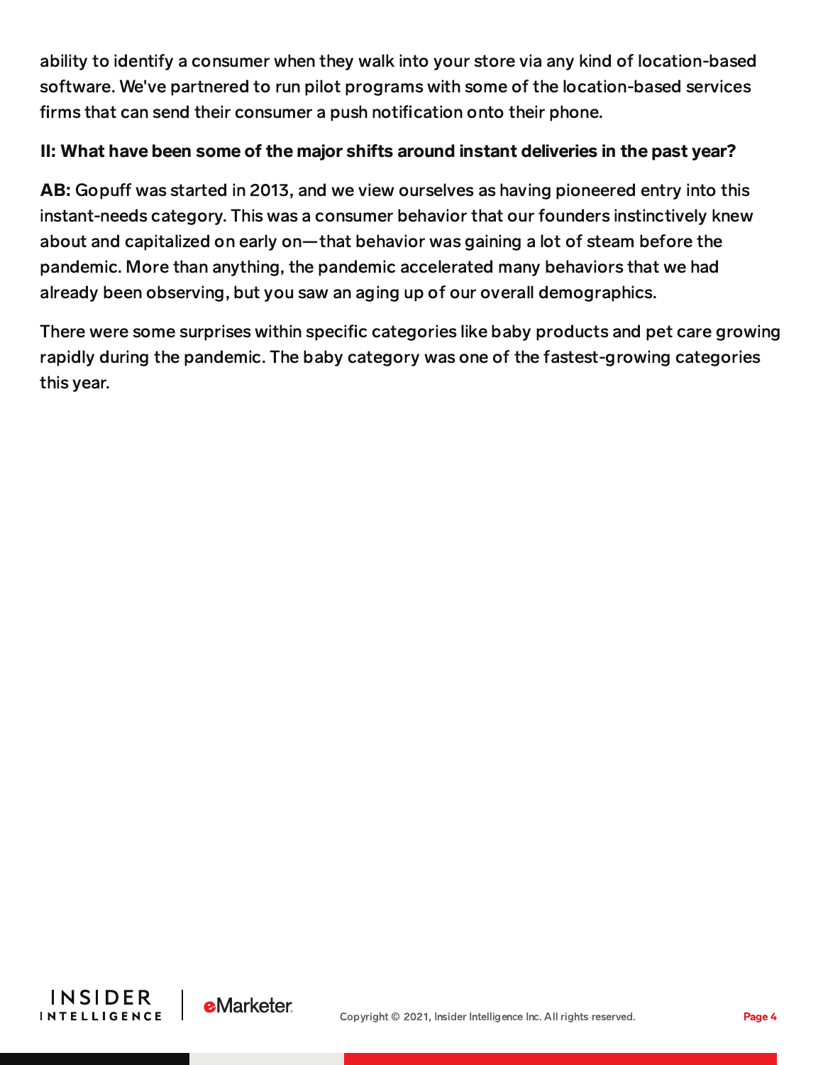ability to identify a consumer when they walk into your store via any kind of location-based software. We've partnered to run pilot programs with some of the location-based services firms that can send their consumer a push notification onto their phone.

**II: What have been some of the major shifts around instant deliveries in the past year?**

**AB:** Gopuff was started in 2013, and we view ourselves as having pioneered entry into this instant-needs category. This was a consumer behavior that our founders instinctively knew about and capitalized on early on—that behavior was gaining a lot of steam before the pandemic. More than anything, the pandemic accelerated many behaviors that we had already been observing, but you saw an aging up of our overall demographics.

There were some surprises within specific categories like baby products and pet care growing rapidly during the pandemic. The baby category was one of the fastest-growing categories this year.